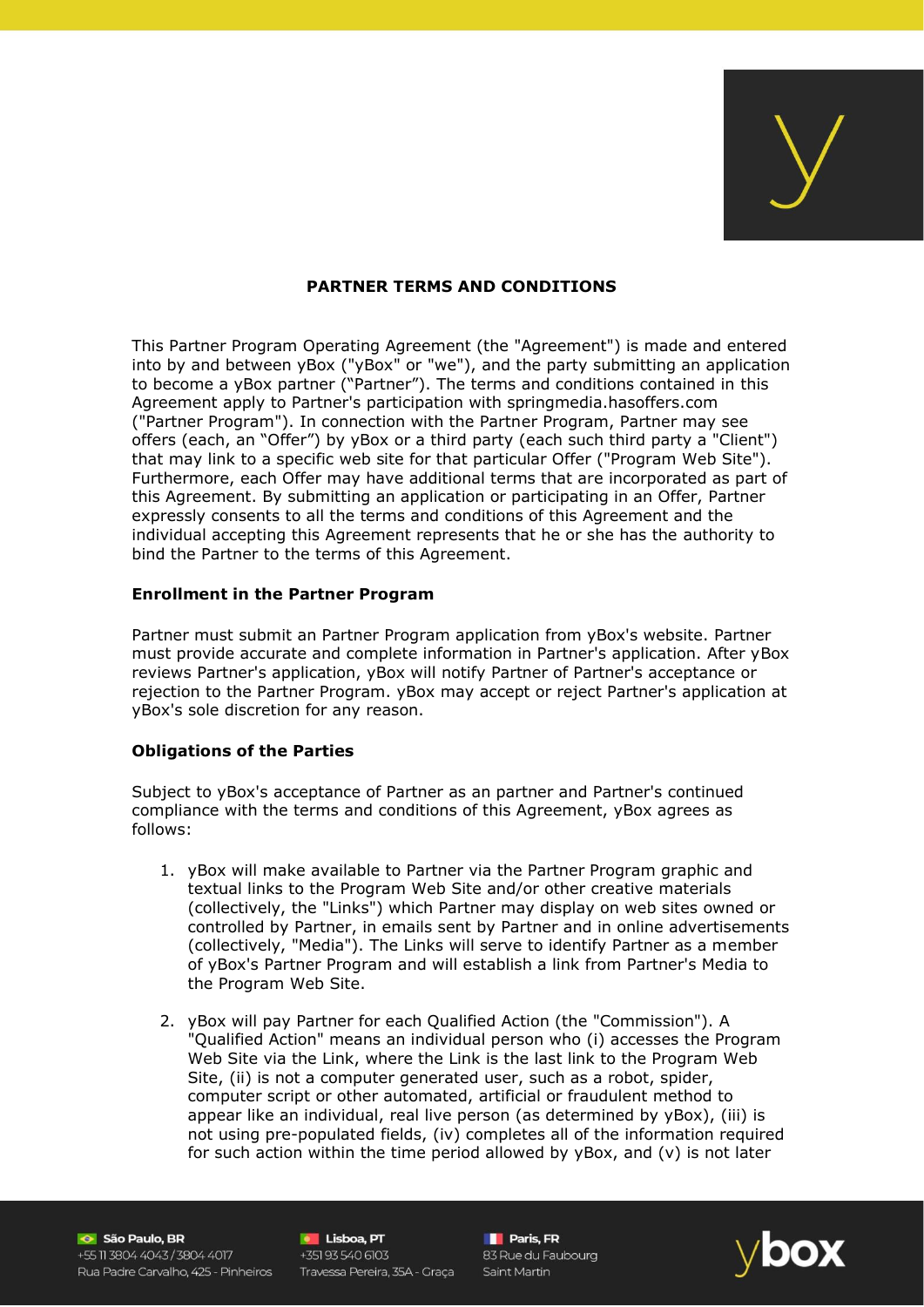# PARTNER TERMS AND CONDITIONS

This Partner Program Operating Agreement (the "Agreement") is made and entered into by and between yBox ("yBox" or "we"), and the party submitting an application to become a yBox partner ("Partner"). The terms and conditions contained in this Agreement apply to Partner's participation with springmedia.hasoffers.com ("Partner Program"). In connection with the Partner Program, Partner may see offers (each, an "Offer") by yBox or a third party (each such third party a "Client") that may link to a specific web site for that particular Offer ("Program Web Site"). Furthermore, each Offer may have additional terms that are incorporated as part of this Agreement. By submitting an application or participating in an Offer, Partner expressly consents to all the terms and conditions of this Agreement and the individual accepting this Agreement represents that he or she has the authority to bind the Partner to the terms of this Agreement.

### Enrollment in the Partner Program

Partner must submit an Partner Program application from yBox's website. Partner must provide accurate and complete information in Partner's application. After yBox reviews Partner's application, yBox will notify Partner of Partner's acceptance or rejection to the Partner Program. yBox may accept or reject Partner's application at yBox's sole discretion for any reason.

### Obligations of the Parties

Subject to yBox's acceptance of Partner as an partner and Partner's continued compliance with the terms and conditions of this Agreement, yBox agrees as follows:

1. yBox will make available to Partner via the Partner Program graphic and textual links to the Program Web Site and/or other creative materials (collectively, the "Links") which Partner may display on web sites owned or controlled by Partner, in emails sent by Partner and in online advertisements (collectively, "Media"). The Links will serve to identify Partner as a member of yBox's Partner Program and will establish a link from Partner's Media to the Program Web Site.

2. yBox will pay Partner for each Qualified Action (the "Commission"). A "Qualified Action" means an individual person who (i) accesses the Program Web Site via the Link, where the Link is the last link to the Program Web Site, (ii) is not a computer generated user, such as a robot, spider, computer script or other automated, artificial or fraudulent method to appear like an individual, real live person (as determined by yBox), (iii) is not using pre-populated fields, (iv) completes all of the information required for such action within the time period allowed by yBox, and (v) is not later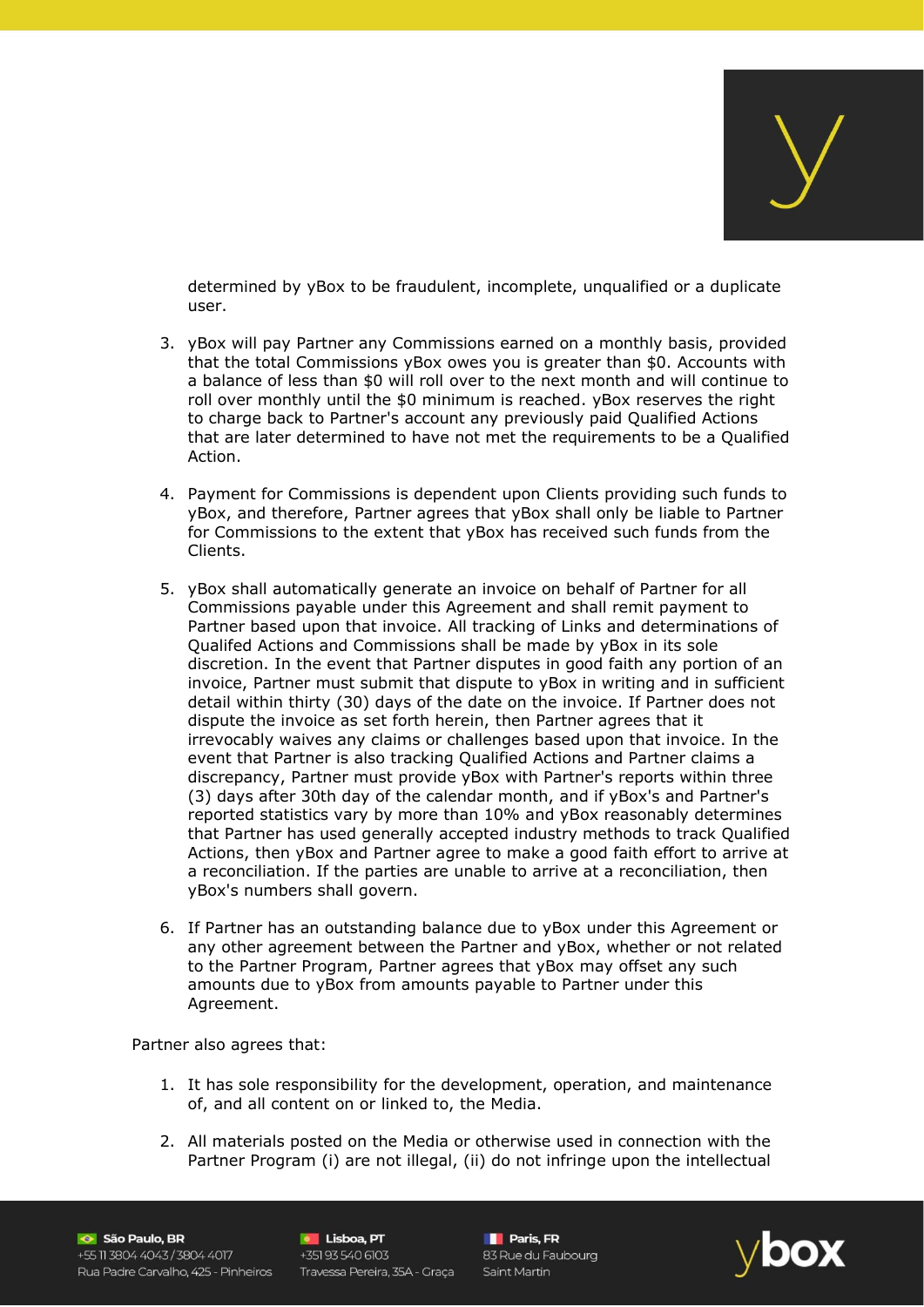determined by yBox to be fraudulent, incomplete, unqualified or a duplicate user.

3. yBox will pay Partner any Commissions earned on a monthly basis, provided that the total Commissions yBox owes you is greater than $0. Accounts with a balance of less than $0 will roll over to the next month and will continue to roll over monthly until the $0 minimum is reached. yBox reserves the right to charge back to Partner's account any previously paid Qualified Actions that are later determined to have not met the requirements to be a Qualified Action.

4. Payment for Commissions is dependent upon Clients providing such funds to yBox, and therefore, Partner agrees that yBox shall only be liable to Partner for Commissions to the extent that yBox has received such funds from the Clients.

5. yBox shall automatically generate an invoice on behalf of Partner for all Commissions payable under this Agreement and shall remit payment to Partner based upon that invoice. All tracking of Links and determinations of Qualifed Actions and Commissions shall be made by yBox in its sole discretion. In the event that Partner disputes in good faith any portion of an invoice, Partner must submit that dispute to yBox in writing and in sufficient detail within thirty (30) days of the date on the invoice. If Partner does not dispute the invoice as set forth herein, then Partner agrees that it irrevocably waives any claims or challenges based upon that invoice. In the event that Partner is also tracking Qualified Actions and Partner claims a discrepancy, Partner must provide yBox with Partner's reports within three (3) days after 30th day of the calendar month, and if yBox's and Partner's reported statistics vary by more than 10% and yBox reasonably determines that Partner has used generally accepted industry methods to track Qualified Actions, then yBox and Partner agree to make a good faith effort to arrive at a reconciliation. If the parties are unable to arrive at a reconciliation, then yBox's numbers shall govern.

6. If Partner has an outstanding balance due to yBox under this Agreement or any other agreement between the Partner and yBox, whether or not related to the Partner Program, Partner agrees that yBox may offset any such amounts due to yBox from amounts payable to Partner under this Agreement.

Partner also agrees that:

1. It has sole responsibility for the development, operation, and maintenance of, and all content on or linked to, the Media.

2. All materials posted on the Media or otherwise used in connection with the Partner Program (i) are not illegal, (ii) do not infringe upon the intellectual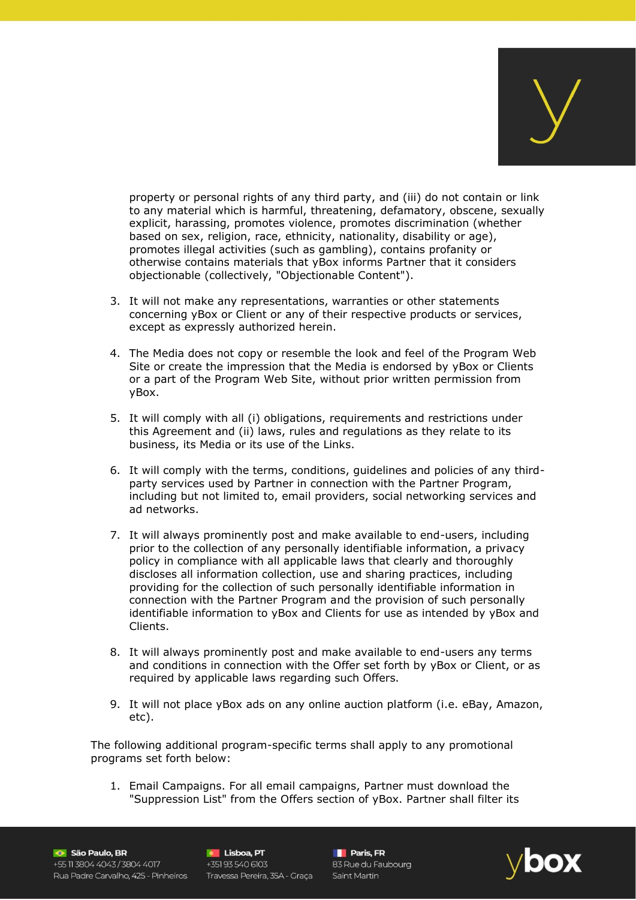property or personal rights of any third party, and (iii) do not contain or link to any material which is harmful, threatening, defamatory, obscene, sexually explicit, harassing, promotes violence, promotes discrimination (whether based on sex, religion, race, ethnicity, nationality, disability or age), promotes illegal activities (such as gambling), contains profanity or otherwise contains materials that yBox informs Partner that it considers objectionable (collectively, "Objectionable Content").

3. It will not make any representations, warranties or other statements concerning yBox or Client or any of their respective products or services, except as expressly authorized herein.

4. The Media does not copy or resemble the look and feel of the Program Web Site or create the impression that the Media is endorsed by yBox or Clients or a part of the Program Web Site, without prior written permission from yBox.

5. It will comply with all (i) obligations, requirements and restrictions under this Agreement and (ii) laws, rules and regulations as they relate to its business, its Media or its use of the Links.

6. It will comply with the terms, conditions, guidelines and policies of any third-party services used by Partner in connection with the Partner Program, including but not limited to, email providers, social networking services and ad networks.

7. It will always prominently post and make available to end-users, including prior to the collection of any personally identifiable information, a privacy policy in compliance with all applicable laws that clearly and thoroughly discloses all information collection, use and sharing practices, including providing for the collection of such personally identifiable information in connection with the Partner Program and the provision of such personally identifiable information to yBox and Clients for use as intended by yBox and Clients.

8. It will always prominently post and make available to end-users any terms and conditions in connection with the Offer set forth by yBox or Client, or as required by applicable laws regarding such Offers.

9. It will not place yBox ads on any online auction platform (i.e. eBay, Amazon, etc).

The following additional program-specific terms shall apply to any promotional programs set forth below:

1. Email Campaigns. For all email campaigns, Partner must download the "Suppression List" from the Offers section of yBox. Partner shall filter its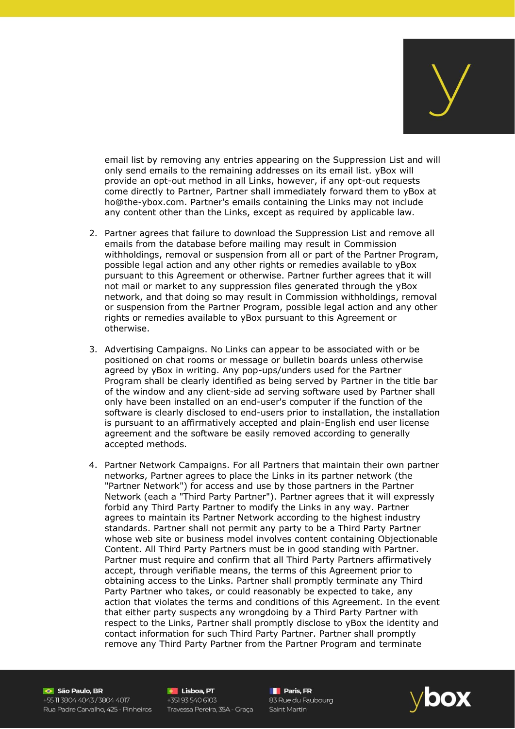email list by removing any entries appearing on the Suppression List and will only send emails to the remaining addresses on its email list. yBox will provide an opt-out method in all Links, however, if any opt-out requests come directly to Partner, Partner shall immediately forward them to yBox at ho@the-ybox.com. Partner's emails containing the Links may not include any content other than the Links, except as required by applicable law.

2. Partner agrees that failure to download the Suppression List and remove all emails from the database before mailing may result in Commission withholdings, removal or suspension from all or part of the Partner Program, possible legal action and any other rights or remedies available to yBox pursuant to this Agreement or otherwise. Partner further agrees that it will not mail or market to any suppression files generated through the yBox network, and that doing so may result in Commission withholdings, removal or suspension from the Partner Program, possible legal action and any other rights or remedies available to yBox pursuant to this Agreement or otherwise.

3. Advertising Campaigns. No Links can appear to be associated with or be positioned on chat rooms or message or bulletin boards unless otherwise agreed by yBox in writing. Any pop-ups/unders used for the Partner Program shall be clearly identified as being served by Partner in the title bar of the window and any client-side ad serving software used by Partner shall only have been installed on an end-user's computer if the function of the software is clearly disclosed to end-users prior to installation, the installation is pursuant to an affirmatively accepted and plain-English end user license agreement and the software be easily removed according to generally accepted methods.

4. Partner Network Campaigns. For all Partners that maintain their own partner networks, Partner agrees to place the Links in its partner network (the "Partner Network") for access and use by those partners in the Partner Network (each a "Third Party Partner"). Partner agrees that it will expressly forbid any Third Party Partner to modify the Links in any way. Partner agrees to maintain its Partner Network according to the highest industry standards. Partner shall not permit any party to be a Third Party Partner whose web site or business model involves content containing Objectionable Content. All Third Party Partners must be in good standing with Partner. Partner must require and confirm that all Third Party Partners affirmatively accept, through verifiable means, the terms of this Agreement prior to obtaining access to the Links. Partner shall promptly terminate any Third Party Partner who takes, or could reasonably be expected to take, any action that violates the terms and conditions of this Agreement. In the event that either party suspects any wrongdoing by a Third Party Partner with respect to the Links, Partner shall promptly disclose to yBox the identity and contact information for such Third Party Partner. Partner shall promptly remove any Third Party Partner from the Partner Program and terminate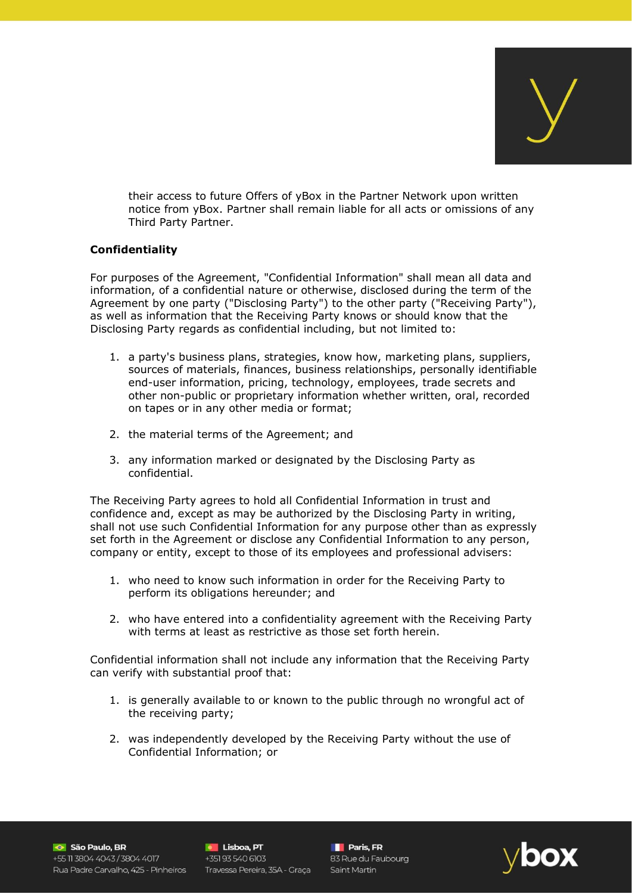their access to future Offers of yBox in the Partner Network upon written notice from yBox. Partner shall remain liable for all acts or omissions of any Third Party Partner.

**Confidentiality**

For purposes of the Agreement, "Confidential Information" shall mean all data and information, of a confidential nature or otherwise, disclosed during the term of the Agreement by one party ("Disclosing Party") to the other party ("Receiving Party"), as well as information that the Receiving Party knows or should know that the Disclosing Party regards as confidential including, but not limited to:

1. a party's business plans, strategies, know how, marketing plans, suppliers, sources of materials, finances, business relationships, personally identifiable end-user information, pricing, technology, employees, trade secrets and other non-public or proprietary information whether written, oral, recorded on tapes or in any other media or format;

2. the material terms of the Agreement; and

3. any information marked or designated by the Disclosing Party as confidential.

The Receiving Party agrees to hold all Confidential Information in trust and confidence and, except as may be authorized by the Disclosing Party in writing, shall not use such Confidential Information for any purpose other than as expressly set forth in the Agreement or disclose any Confidential Information to any person, company or entity, except to those of its employees and professional advisers:

1. who need to know such information in order for the Receiving Party to perform its obligations hereunder; and

2. who have entered into a confidentiality agreement with the Receiving Party with terms at least as restrictive as those set forth herein.

Confidential information shall not include any information that the Receiving Party can verify with substantial proof that:

1. is generally available to or known to the public through no wrongful act of the receiving party;

2. was independently developed by the Receiving Party without the use of Confidential Information; or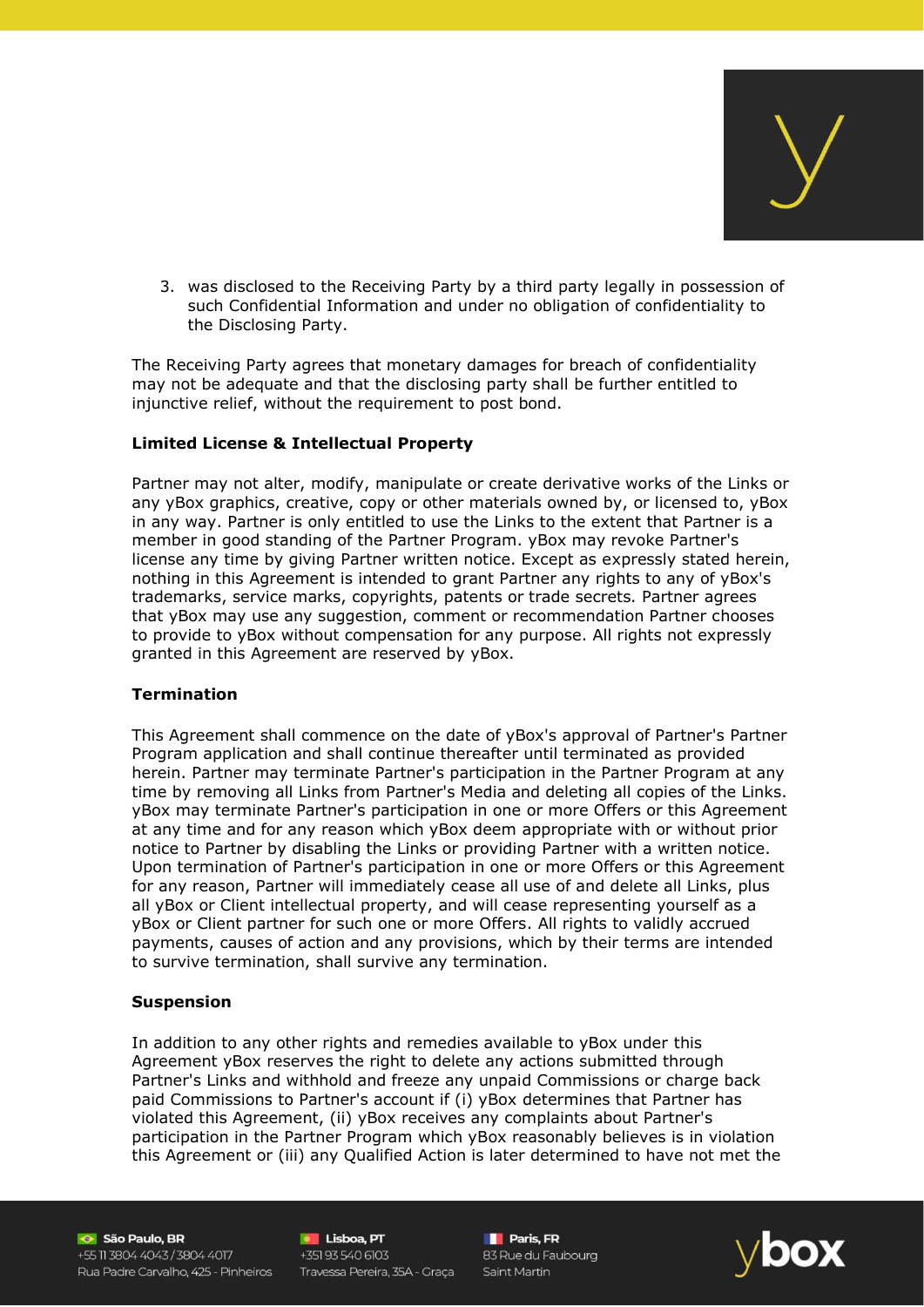3. was disclosed to the Receiving Party by a third party legally in possession of such Confidential Information and under no obligation of confidentiality to the Disclosing Party.

The Receiving Party agrees that monetary damages for breach of confidentiality may not be adequate and that the disclosing party shall be further entitled to injunctive relief, without the requirement to post bond.

**Limited License & Intellectual Property**

Partner may not alter, modify, manipulate or create derivative works of the Links or any yBox graphics, creative, copy or other materials owned by, or licensed to, yBox in any way. Partner is only entitled to use the Links to the extent that Partner is a member in good standing of the Partner Program. yBox may revoke Partner's license any time by giving Partner written notice. Except as expressly stated herein, nothing in this Agreement is intended to grant Partner any rights to any of yBox's trademarks, service marks, copyrights, patents or trade secrets. Partner agrees that yBox may use any suggestion, comment or recommendation Partner chooses to provide to yBox without compensation for any purpose. All rights not expressly granted in this Agreement are reserved by yBox.

**Termination**

This Agreement shall commence on the date of yBox's approval of Partner's Partner Program application and shall continue thereafter until terminated as provided herein. Partner may terminate Partner's participation in the Partner Program at any time by removing all Links from Partner's Media and deleting all copies of the Links. yBox may terminate Partner's participation in one or more Offers or this Agreement at any time and for any reason which yBox deem appropriate with or without prior notice to Partner by disabling the Links or providing Partner with a written notice. Upon termination of Partner's participation in one or more Offers or this Agreement for any reason, Partner will immediately cease all use of and delete all Links, plus all yBox or Client intellectual property, and will cease representing yourself as a yBox or Client partner for such one or more Offers. All rights to validly accrued payments, causes of action and any provisions, which by their terms are intended to survive termination, shall survive any termination.

**Suspension**

In addition to any other rights and remedies available to yBox under this Agreement yBox reserves the right to delete any actions submitted through Partner's Links and withhold and freeze any unpaid Commissions or charge back paid Commissions to Partner's account if (i) yBox determines that Partner has violated this Agreement, (ii) yBox receives any complaints about Partner's participation in the Partner Program which yBox reasonably believes is in violation this Agreement or (iii) any Qualified Action is later determined to have not met the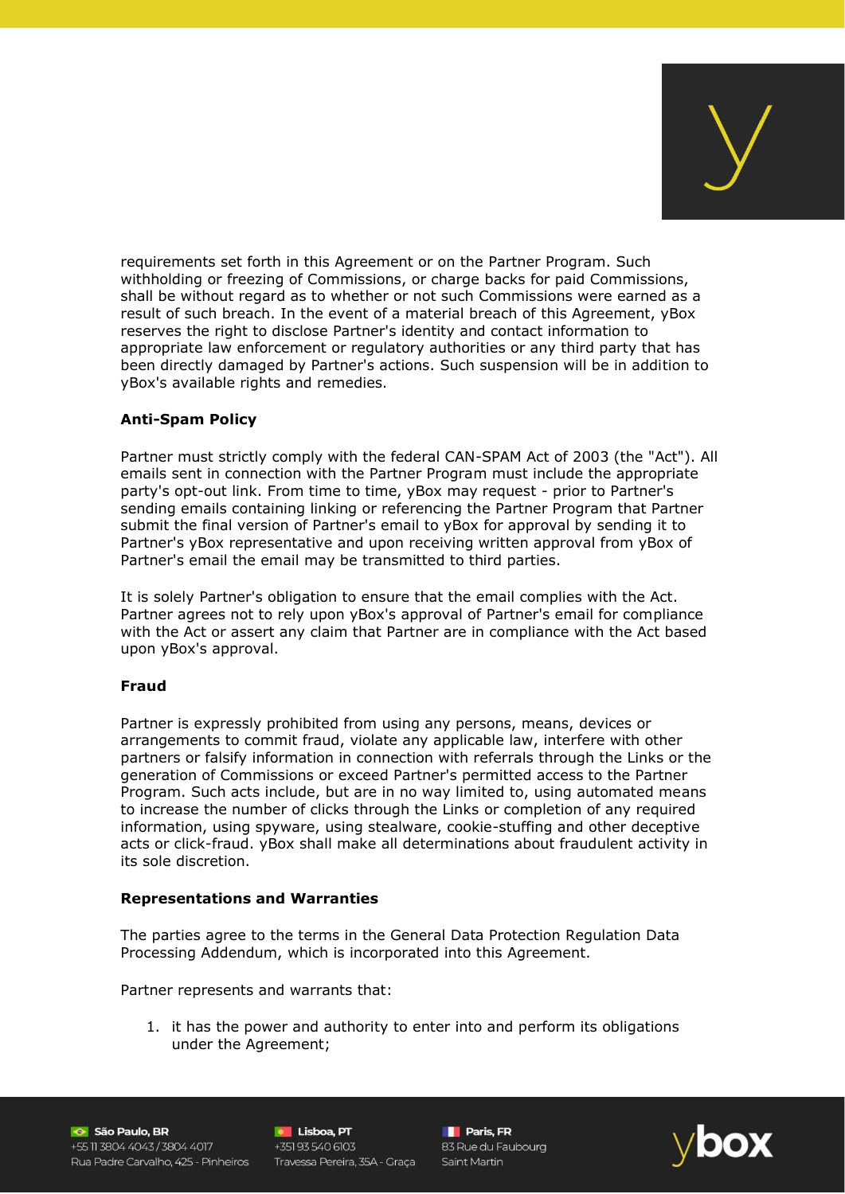requirements set forth in this Agreement or on the Partner Program. Such withholding or freezing of Commissions, or charge backs for paid Commissions, shall be without regard as to whether or not such Commissions were earned as a result of such breach. In the event of a material breach of this Agreement, yBox reserves the right to disclose Partner's identity and contact information to appropriate law enforcement or regulatory authorities or any third party that has been directly damaged by Partner's actions. Such suspension will be in addition to yBox's available rights and remedies.

**Anti-Spam Policy**

Partner must strictly comply with the federal CAN-SPAM Act of 2003 (the "Act"). All emails sent in connection with the Partner Program must include the appropriate party's opt-out link. From time to time, yBox may request - prior to Partner's sending emails containing linking or referencing the Partner Program that Partner submit the final version of Partner's email to yBox for approval by sending it to Partner's yBox representative and upon receiving written approval from yBox of Partner's email the email may be transmitted to third parties.

It is solely Partner's obligation to ensure that the email complies with the Act. Partner agrees not to rely upon yBox's approval of Partner's email for compliance with the Act or assert any claim that Partner are in compliance with the Act based upon yBox's approval.

**Fraud**

Partner is expressly prohibited from using any persons, means, devices or arrangements to commit fraud, violate any applicable law, interfere with other partners or falsify information in connection with referrals through the Links or the generation of Commissions or exceed Partner's permitted access to the Partner Program. Such acts include, but are in no way limited to, using automated means to increase the number of clicks through the Links or completion of any required information, using spyware, using stealware, cookie-stuffing and other deceptive acts or click-fraud. yBox shall make all determinations about fraudulent activity in its sole discretion.

**Representations and Warranties**

The parties agree to the terms in the General Data Protection Regulation Data Processing Addendum, which is incorporated into this Agreement.

Partner represents and warrants that:

1. it has the power and authority to enter into and perform its obligations under the Agreement;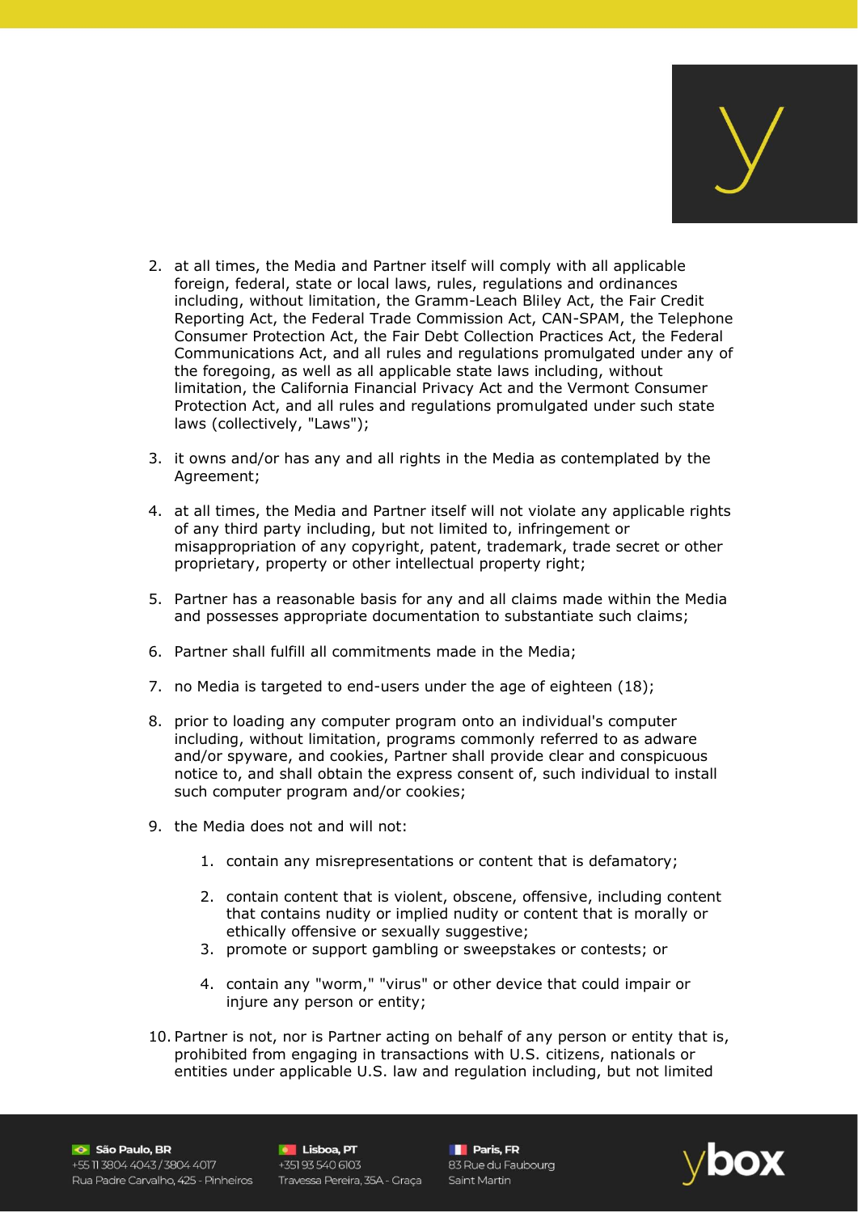2. at all times, the Media and Partner itself will comply with all applicable foreign, federal, state or local laws, rules, regulations and ordinances including, without limitation, the Gramm-Leach Bliley Act, the Fair Credit Reporting Act, the Federal Trade Commission Act, CAN-SPAM, the Telephone Consumer Protection Act, the Fair Debt Collection Practices Act, the Federal Communications Act, and all rules and regulations promulgated under any of the foregoing, as well as all applicable state laws including, without limitation, the California Financial Privacy Act and the Vermont Consumer Protection Act, and all rules and regulations promulgated under such state laws (collectively, "Laws");

3. it owns and/or has any and all rights in the Media as contemplated by the Agreement;

4. at all times, the Media and Partner itself will not violate any applicable rights of any third party including, but not limited to, infringement or misappropriation of any copyright, patent, trademark, trade secret or other proprietary, property or other intellectual property right;

5. Partner has a reasonable basis for any and all claims made within the Media and possesses appropriate documentation to substantiate such claims;

6. Partner shall fulfill all commitments made in the Media;

7. no Media is targeted to end-users under the age of eighteen (18);

8. prior to loading any computer program onto an individual's computer including, without limitation, programs commonly referred to as adware and/or spyware, and cookies, Partner shall provide clear and conspicuous notice to, and shall obtain the express consent of, such individual to install such computer program and/or cookies;

9. the Media does not and will not:

    1. contain any misrepresentations or content that is defamatory;

    2. contain content that is violent, obscene, offensive, including content that contains nudity or implied nudity or content that is morally or ethically offensive or sexually suggestive;
    3. promote or support gambling or sweepstakes or contests; or

    4. contain any "worm," "virus" or other device that could impair or injure any person or entity;

10. Partner is not, nor is Partner acting on behalf of any person or entity that is, prohibited from engaging in transactions with U.S. citizens, nationals or entities under applicable U.S. law and regulation including, but not limited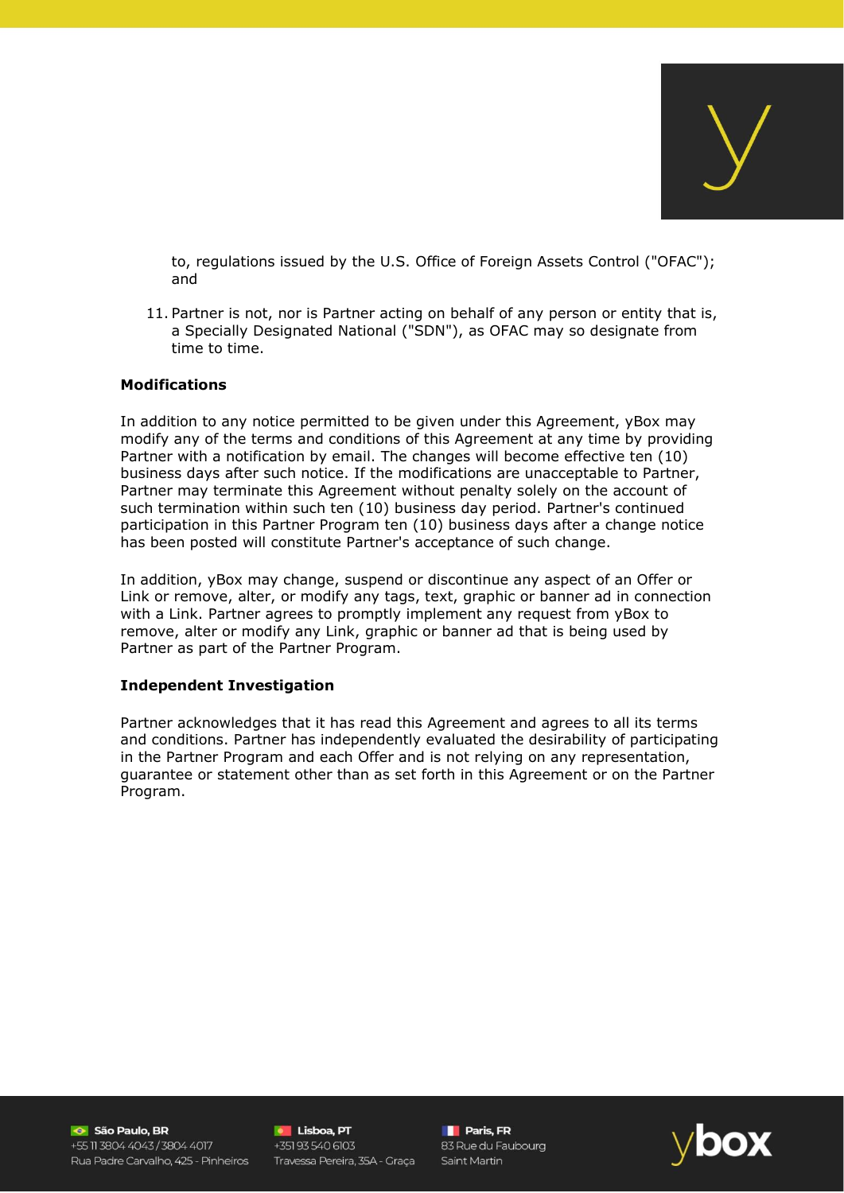to, regulations issued by the U.S. Office of Foreign Assets Control ("OFAC"); and

11. Partner is not, nor is Partner acting on behalf of any person or entity that is, a Specially Designated National ("SDN"), as OFAC may so designate from time to time.

**Modifications**

In addition to any notice permitted to be given under this Agreement, yBox may modify any of the terms and conditions of this Agreement at any time by providing Partner with a notification by email. The changes will become effective ten (10) business days after such notice. If the modifications are unacceptable to Partner, Partner may terminate this Agreement without penalty solely on the account of such termination within such ten (10) business day period. Partner's continued participation in this Partner Program ten (10) business days after a change notice has been posted will constitute Partner's acceptance of such change.

In addition, yBox may change, suspend or discontinue any aspect of an Offer or Link or remove, alter, or modify any tags, text, graphic or banner ad in connection with a Link. Partner agrees to promptly implement any request from yBox to remove, alter or modify any Link, graphic or banner ad that is being used by Partner as part of the Partner Program.

**Independent Investigation**

Partner acknowledges that it has read this Agreement and agrees to all its terms and conditions. Partner has independently evaluated the desirability of participating in the Partner Program and each Offer and is not relying on any representation, guarantee or statement other than as set forth in this Agreement or on the Partner Program.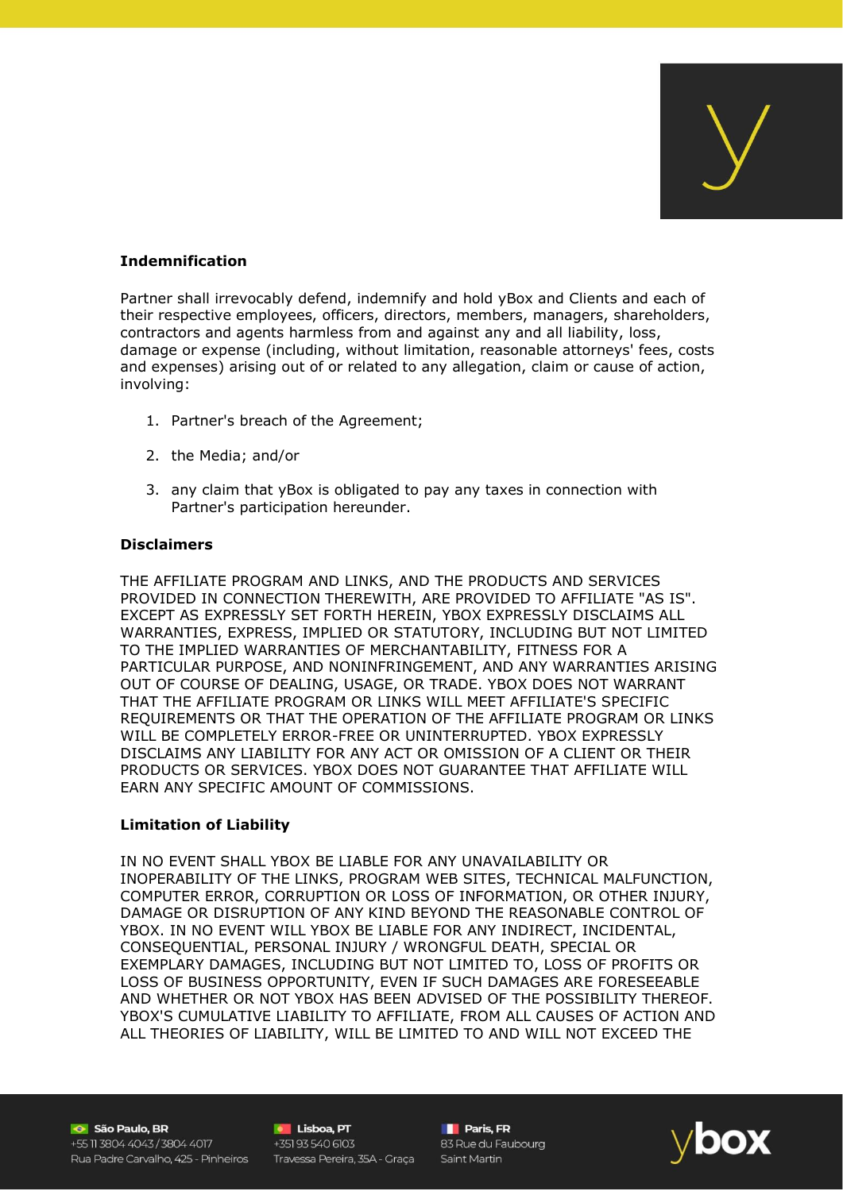**Indemnification**

Partner shall irrevocably defend, indemnify and hold yBox and Clients and each of their respective employees, officers, directors, members, managers, shareholders, contractors and agents harmless from and against any and all liability, loss, damage or expense (including, without limitation, reasonable attorneys' fees, costs and expenses) arising out of or related to any allegation, claim or cause of action, involving:

1. Partner's breach of the Agreement;
2. the Media; and/or
3. any claim that yBox is obligated to pay any taxes in connection with Partner's participation hereunder.

**Disclaimers**

THE AFFILIATE PROGRAM AND LINKS, AND THE PRODUCTS AND SERVICES PROVIDED IN CONNECTION THEREWITH, ARE PROVIDED TO AFFILIATE "AS IS". EXCEPT AS EXPRESSLY SET FORTH HEREIN, YBOX EXPRESSLY DISCLAIMS ALL WARRANTIES, EXPRESS, IMPLIED OR STATUTORY, INCLUDING BUT NOT LIMITED TO THE IMPLIED WARRANTIES OF MERCHANTABILITY, FITNESS FOR A PARTICULAR PURPOSE, AND NONINFRINGEMENT, AND ANY WARRANTIES ARISING OUT OF COURSE OF DEALING, USAGE, OR TRADE. YBOX DOES NOT WARRANT THAT THE AFFILIATE PROGRAM OR LINKS WILL MEET AFFILIATE'S SPECIFIC REQUIREMENTS OR THAT THE OPERATION OF THE AFFILIATE PROGRAM OR LINKS WILL BE COMPLETELY ERROR-FREE OR UNINTERRUPTED. YBOX EXPRESSLY DISCLAIMS ANY LIABILITY FOR ANY ACT OR OMISSION OF A CLIENT OR THEIR PRODUCTS OR SERVICES. YBOX DOES NOT GUARANTEE THAT AFFILIATE WILL EARN ANY SPECIFIC AMOUNT OF COMMISSIONS.

**Limitation of Liability**

IN NO EVENT SHALL YBOX BE LIABLE FOR ANY UNAVAILABILITY OR INOPERABILITY OF THE LINKS, PROGRAM WEB SITES, TECHNICAL MALFUNCTION, COMPUTER ERROR, CORRUPTION OR LOSS OF INFORMATION, OR OTHER INJURY, DAMAGE OR DISRUPTION OF ANY KIND BEYOND THE REASONABLE CONTROL OF YBOX. IN NO EVENT WILL YBOX BE LIABLE FOR ANY INDIRECT, INCIDENTAL, CONSEQUENTIAL, PERSONAL INJURY / WRONGFUL DEATH, SPECIAL OR EXEMPLARY DAMAGES, INCLUDING BUT NOT LIMITED TO, LOSS OF PROFITS OR LOSS OF BUSINESS OPPORTUNITY, EVEN IF SUCH DAMAGES ARE FORESEEABLE AND WHETHER OR NOT YBOX HAS BEEN ADVISED OF THE POSSIBILITY THEREOF. YBOX'S CUMULATIVE LIABILITY TO AFFILIATE, FROM ALL CAUSES OF ACTION AND ALL THEORIES OF LIABILITY, WILL BE LIMITED TO AND WILL NOT EXCEED THE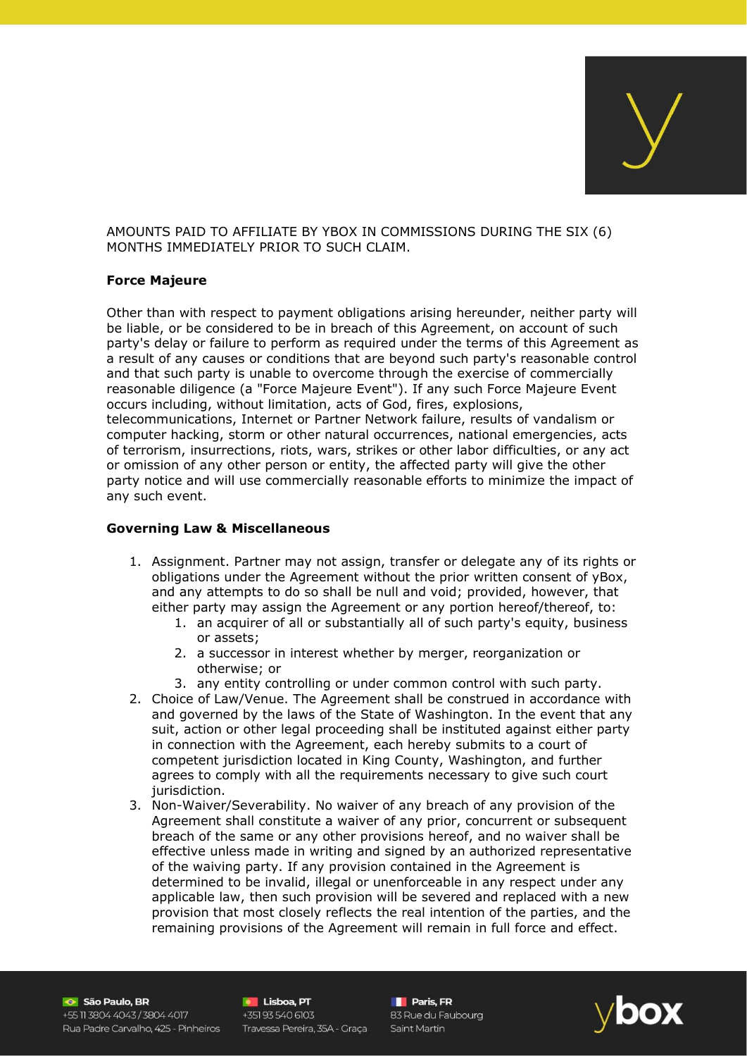AMOUNTS PAID TO AFFILIATE BY YBOX IN COMMISSIONS DURING THE SIX (6) MONTHS IMMEDIATELY PRIOR TO SUCH CLAIM.

**Force Majeure**

Other than with respect to payment obligations arising hereunder, neither party will be liable, or be considered to be in breach of this Agreement, on account of such party's delay or failure to perform as required under the terms of this Agreement as a result of any causes or conditions that are beyond such party's reasonable control and that such party is unable to overcome through the exercise of commercially reasonable diligence (a "Force Majeure Event"). If any such Force Majeure Event occurs including, without limitation, acts of God, fires, explosions, telecommunications, Internet or Partner Network failure, results of vandalism or computer hacking, storm or other natural occurrences, national emergencies, acts of terrorism, insurrections, riots, wars, strikes or other labor difficulties, or any act or omission of any other person or entity, the affected party will give the other party notice and will use commercially reasonable efforts to minimize the impact of any such event.

**Governing Law & Miscellaneous**

1. Assignment. Partner may not assign, transfer or delegate any of its rights or obligations under the Agreement without the prior written consent of yBox, and any attempts to do so shall be null and void; provided, however, that either party may assign the Agreement or any portion hereof/thereof, to:
   1. an acquirer of all or substantially all of such party's equity, business or assets;
   2. a successor in interest whether by merger, reorganization or otherwise; or
   3. any entity controlling or under common control with such party.
2. Choice of Law/Venue. The Agreement shall be construed in accordance with and governed by the laws of the State of Washington. In the event that any suit, action or other legal proceeding shall be instituted against either party in connection with the Agreement, each hereby submits to a court of competent jurisdiction located in King County, Washington, and further agrees to comply with all the requirements necessary to give such court jurisdiction.
3. Non-Waiver/Severability. No waiver of any breach of any provision of the Agreement shall constitute a waiver of any prior, concurrent or subsequent breach of the same or any other provisions hereof, and no waiver shall be effective unless made in writing and signed by an authorized representative of the waiving party. If any provision contained in the Agreement is determined to be invalid, illegal or unenforceable in any respect under any applicable law, then such provision will be severed and replaced with a new provision that most closely reflects the real intention of the parties, and the remaining provisions of the Agreement will remain in full force and effect.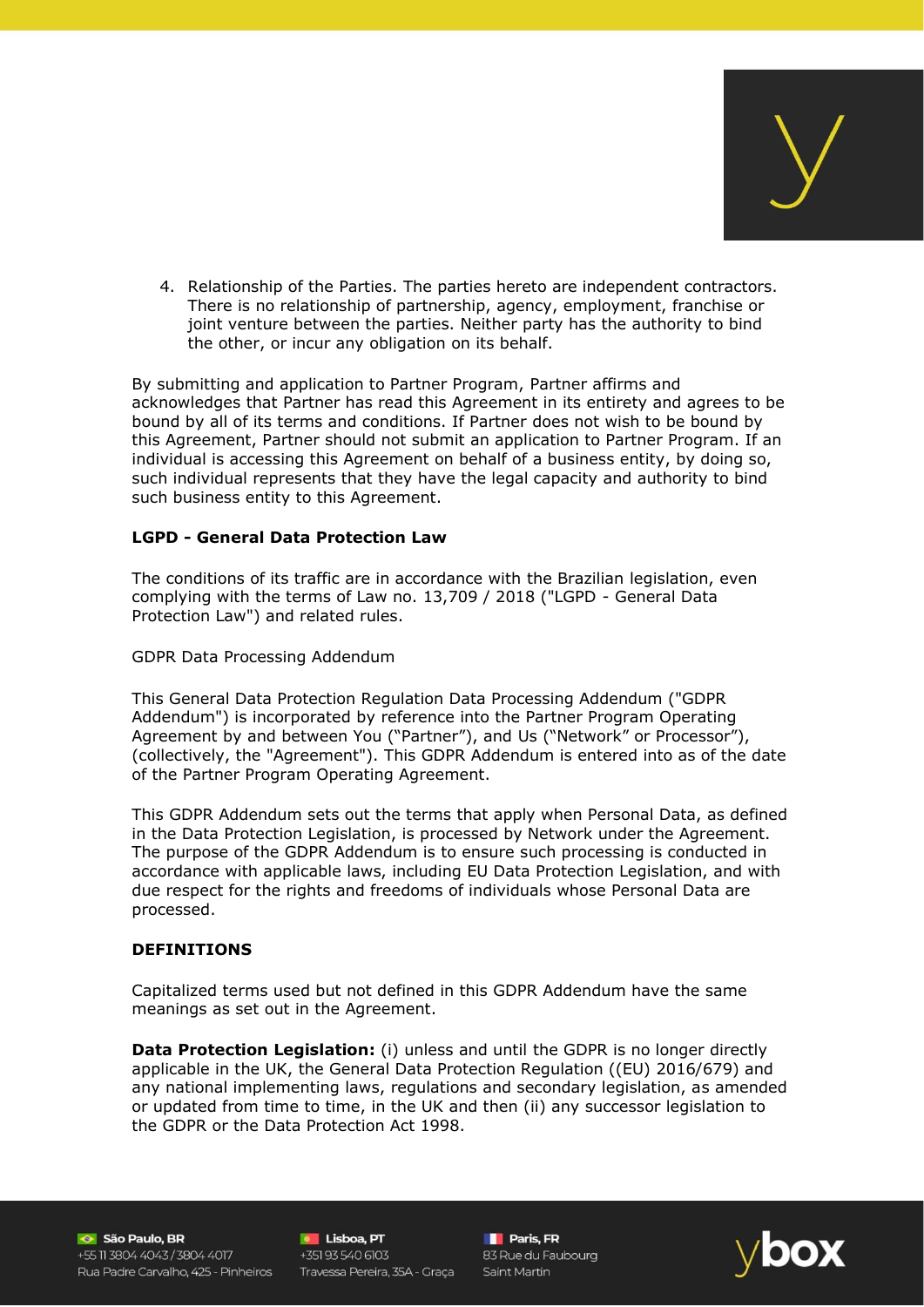4. Relationship of the Parties. The parties hereto are independent contractors. There is no relationship of partnership, agency, employment, franchise or joint venture between the parties. Neither party has the authority to bind the other, or incur any obligation on its behalf.

By submitting and application to Partner Program, Partner affirms and acknowledges that Partner has read this Agreement in its entirety and agrees to be bound by all of its terms and conditions. If Partner does not wish to be bound by this Agreement, Partner should not submit an application to Partner Program. If an individual is accessing this Agreement on behalf of a business entity, by doing so, such individual represents that they have the legal capacity and authority to bind such business entity to this Agreement.

**LGPD - General Data Protection Law**

The conditions of its traffic are in accordance with the Brazilian legislation, even complying with the terms of Law no. 13,709 / 2018 ("LGPD - General Data Protection Law") and related rules.

GDPR Data Processing Addendum

This General Data Protection Regulation Data Processing Addendum ("GDPR Addendum") is incorporated by reference into the Partner Program Operating Agreement by and between You ("Partner"), and Us ("Network" or Processor"), (collectively, the "Agreement"). This GDPR Addendum is entered into as of the date of the Partner Program Operating Agreement.

This GDPR Addendum sets out the terms that apply when Personal Data, as defined in the Data Protection Legislation, is processed by Network under the Agreement. The purpose of the GDPR Addendum is to ensure such processing is conducted in accordance with applicable laws, including EU Data Protection Legislation, and with due respect for the rights and freedoms of individuals whose Personal Data are processed.

**DEFINITIONS**

Capitalized terms used but not defined in this GDPR Addendum have the same meanings as set out in the Agreement.

**Data Protection Legislation:** (i) unless and until the GDPR is no longer directly applicable in the UK, the General Data Protection Regulation ((EU) 2016/679) and any national implementing laws, regulations and secondary legislation, as amended or updated from time to time, in the UK and then (ii) any successor legislation to the GDPR or the Data Protection Act 1998.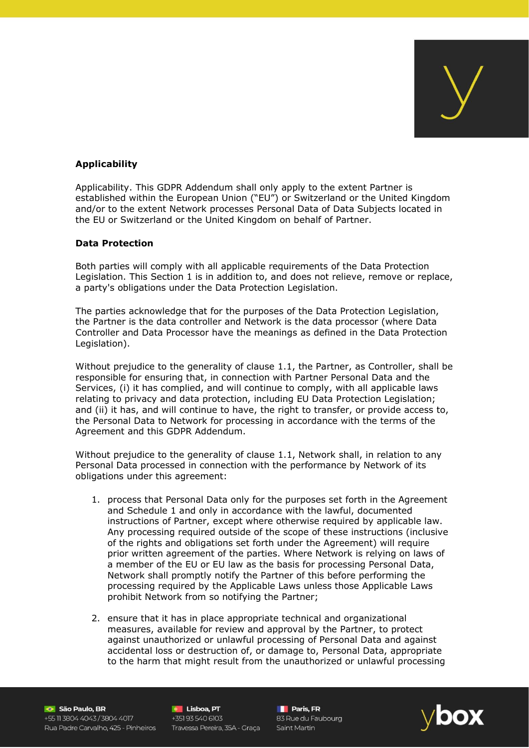**Applicability**

Applicability. This GDPR Addendum shall only apply to the extent Partner is established within the European Union ("EU") or Switzerland or the United Kingdom and/or to the extent Network processes Personal Data of Data Subjects located in the EU or Switzerland or the United Kingdom on behalf of Partner.

**Data Protection**

Both parties will comply with all applicable requirements of the Data Protection Legislation. This Section 1 is in addition to, and does not relieve, remove or replace, a party's obligations under the Data Protection Legislation.

The parties acknowledge that for the purposes of the Data Protection Legislation, the Partner is the data controller and Network is the data processor (where Data Controller and Data Processor have the meanings as defined in the Data Protection Legislation).

Without prejudice to the generality of clause 1.1, the Partner, as Controller, shall be responsible for ensuring that, in connection with Partner Personal Data and the Services, (i) it has complied, and will continue to comply, with all applicable laws relating to privacy and data protection, including EU Data Protection Legislation; and (ii) it has, and will continue to have, the right to transfer, or provide access to, the Personal Data to Network for processing in accordance with the terms of the Agreement and this GDPR Addendum.

Without prejudice to the generality of clause 1.1, Network shall, in relation to any Personal Data processed in connection with the performance by Network of its obligations under this agreement:

1. process that Personal Data only for the purposes set forth in the Agreement and Schedule 1 and only in accordance with the lawful, documented instructions of Partner, except where otherwise required by applicable law. Any processing required outside of the scope of these instructions (inclusive of the rights and obligations set forth under the Agreement) will require prior written agreement of the parties. Where Network is relying on laws of a member of the EU or EU law as the basis for processing Personal Data, Network shall promptly notify the Partner of this before performing the processing required by the Applicable Laws unless those Applicable Laws prohibit Network from so notifying the Partner;
2. ensure that it has in place appropriate technical and organizational measures, available for review and approval by the Partner, to protect against unauthorized or unlawful processing of Personal Data and against accidental loss or destruction of, or damage to, Personal Data, appropriate to the harm that might result from the unauthorized or unlawful processing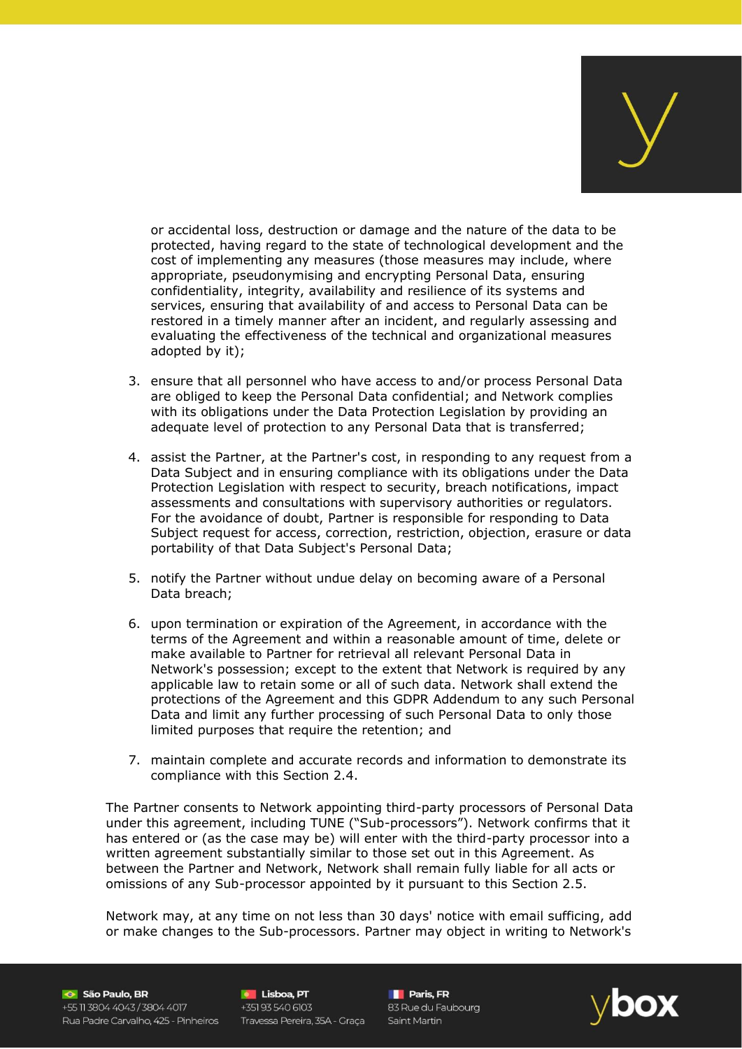or accidental loss, destruction or damage and the nature of the data to be protected, having regard to the state of technological development and the cost of implementing any measures (those measures may include, where appropriate, pseudonymising and encrypting Personal Data, ensuring confidentiality, integrity, availability and resilience of its systems and services, ensuring that availability of and access to Personal Data can be restored in a timely manner after an incident, and regularly assessing and evaluating the effectiveness of the technical and organizational measures adopted by it);

3. ensure that all personnel who have access to and/or process Personal Data are obliged to keep the Personal Data confidential; and Network complies with its obligations under the Data Protection Legislation by providing an adequate level of protection to any Personal Data that is transferred;

4. assist the Partner, at the Partner's cost, in responding to any request from a Data Subject and in ensuring compliance with its obligations under the Data Protection Legislation with respect to security, breach notifications, impact assessments and consultations with supervisory authorities or regulators. For the avoidance of doubt, Partner is responsible for responding to Data Subject request for access, correction, restriction, objection, erasure or data portability of that Data Subject's Personal Data;

5. notify the Partner without undue delay on becoming aware of a Personal Data breach;

6. upon termination or expiration of the Agreement, in accordance with the terms of the Agreement and within a reasonable amount of time, delete or make available to Partner for retrieval all relevant Personal Data in Network's possession; except to the extent that Network is required by any applicable law to retain some or all of such data. Network shall extend the protections of the Agreement and this GDPR Addendum to any such Personal Data and limit any further processing of such Personal Data to only those limited purposes that require the retention; and

7. maintain complete and accurate records and information to demonstrate its compliance with this Section 2.4.

The Partner consents to Network appointing third-party processors of Personal Data under this agreement, including TUNE ("Sub-processors"). Network confirms that it has entered or (as the case may be) will enter with the third-party processor into a written agreement substantially similar to those set out in this Agreement. As between the Partner and Network, Network shall remain fully liable for all acts or omissions of any Sub-processor appointed by it pursuant to this Section 2.5.

Network may, at any time on not less than 30 days' notice with email sufficing, add or make changes to the Sub-processors. Partner may object in writing to Network's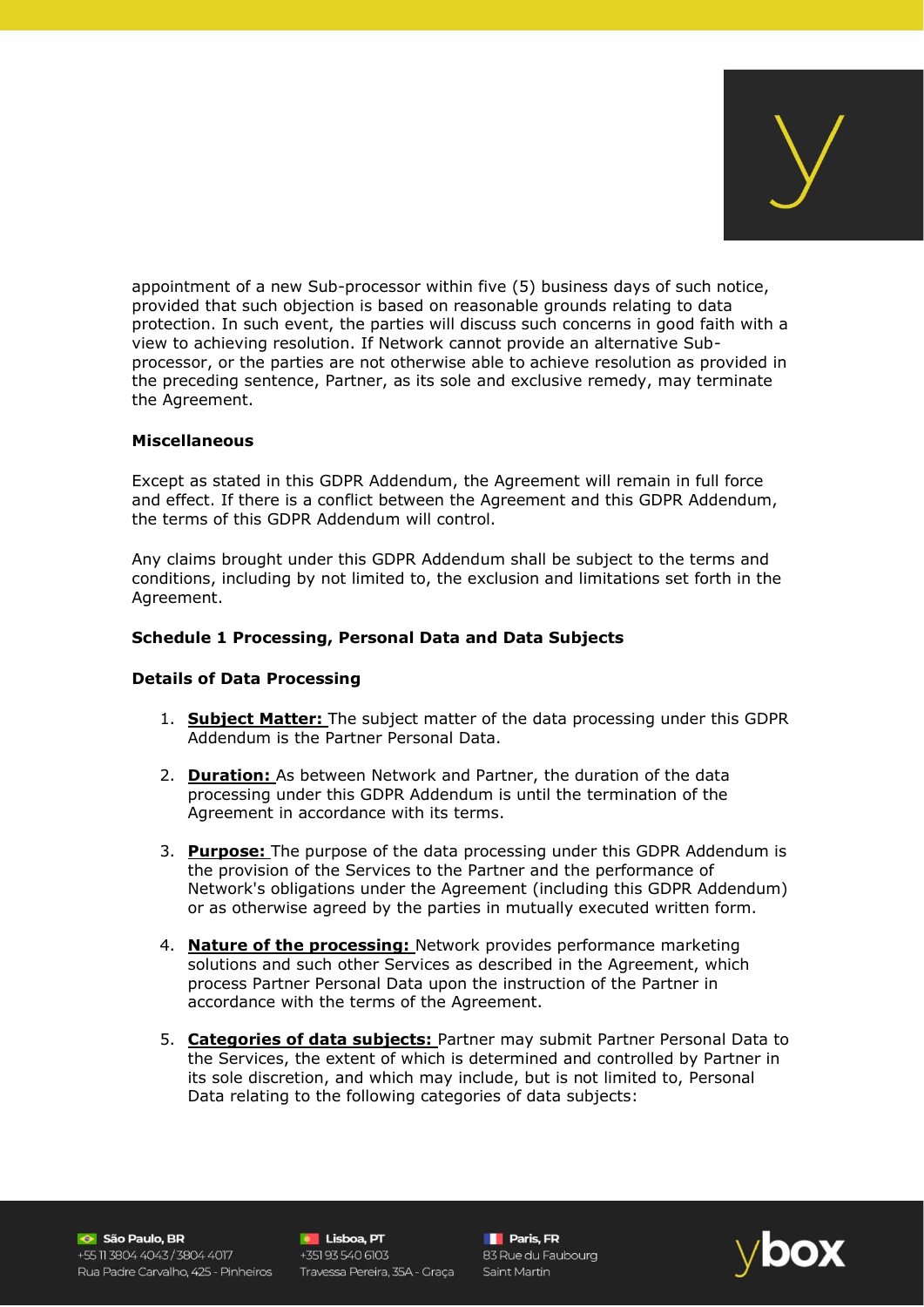appointment of a new Sub-processor within five (5) business days of such notice, provided that such objection is based on reasonable grounds relating to data protection. In such event, the parties will discuss such concerns in good faith with a view to achieving resolution. If Network cannot provide an alternative Sub-processor, or the parties are not otherwise able to achieve resolution as provided in the preceding sentence, Partner, as its sole and exclusive remedy, may terminate the Agreement.

**Miscellaneous**

Except as stated in this GDPR Addendum, the Agreement will remain in full force and effect. If there is a conflict between the Agreement and this GDPR Addendum, the terms of this GDPR Addendum will control.

Any claims brought under this GDPR Addendum shall be subject to the terms and conditions, including by not limited to, the exclusion and limitations set forth in the Agreement.

**Schedule 1 Processing, Personal Data and Data Subjects**

**Details of Data Processing**

1. **Subject Matter:** The subject matter of the data processing under this GDPR Addendum is the Partner Personal Data.

2. **Duration:** As between Network and Partner, the duration of the data processing under this GDPR Addendum is until the termination of the Agreement in accordance with its terms.

3. **Purpose:** The purpose of the data processing under this GDPR Addendum is the provision of the Services to the Partner and the performance of Network's obligations under the Agreement (including this GDPR Addendum) or as otherwise agreed by the parties in mutually executed written form.

4. **Nature of the processing:** Network provides performance marketing solutions and such other Services as described in the Agreement, which process Partner Personal Data upon the instruction of the Partner in accordance with the terms of the Agreement.

5. **Categories of data subjects:** Partner may submit Partner Personal Data to the Services, the extent of which is determined and controlled by Partner in its sole discretion, and which may include, but is not limited to, Personal Data relating to the following categories of data subjects: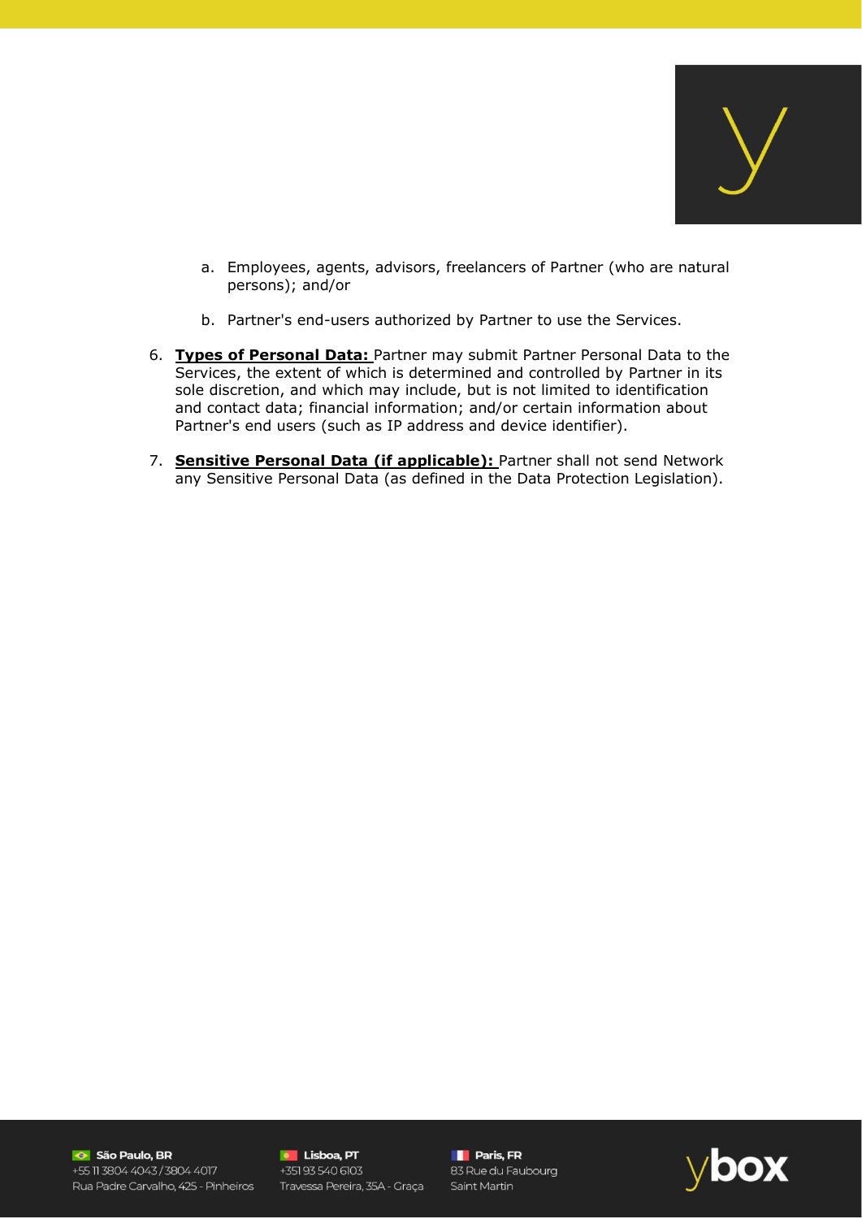a. Employees, agents, advisors, freelancers of Partner (who are natural persons); and/or

b. Partner's end-users authorized by Partner to use the Services.

6. **Types of Personal Data:** Partner may submit Partner Personal Data to the Services, the extent of which is determined and controlled by Partner in its sole discretion, and which may include, but is not limited to identification and contact data; financial information; and/or certain information about Partner's end users (such as IP address and device identifier).

7. **Sensitive Personal Data (if applicable):** Partner shall not send Network any Sensitive Personal Data (as defined in the Data Protection Legislation).